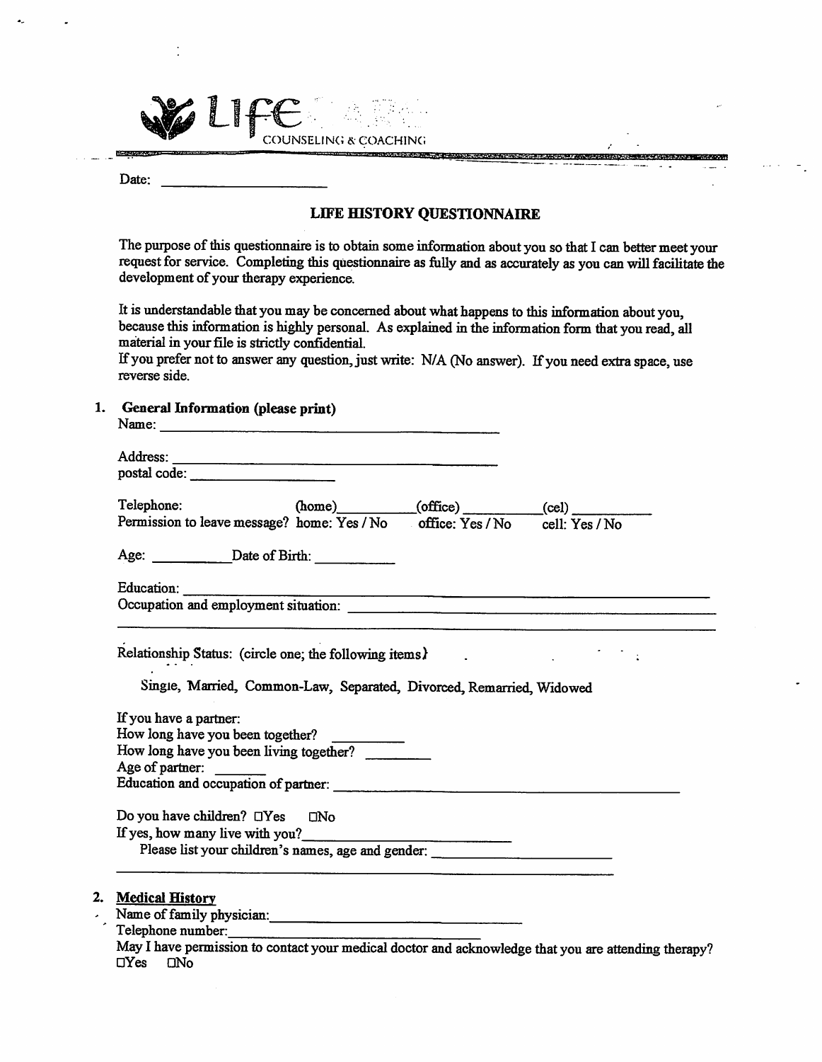LIFE COUNSELING & COACHING

Date: ____________________

# LIFE HISTORY QUESTIONNAIRE

The purpose of this questionnaire is to obtain some information about you so that I can better meet your request for service. Completing this questionnaire as fully and as accurately as you can will facilitate the development of your therapy experience.

It is understandable that you may be concerned about what happens to this information about you, because this information is highly personal. As explained in the information form that you read, all material in your file is strictly confidential.
If you prefer not to answer any question, just write: N/A (No answer). If you need extra space, use reverse side.

## 1. General Information (please print)

Name: ________________________________________

Address: ________________________________________
postal code: ____________________

Telephone: (home)__________ (office) __________ (cel) __________
Permission to leave message? home: Yes / No office: Yes / No cell: Yes / No

Age: __________ Date of Birth: __________

Education: ________________________________________
Occupation and employment situation: ________________________________________
________________________________________

Relationship Status: (circle one; the following items)

Single, Married, Common-Law, Separated, Divorced, Remarried, Widowed

If you have a partner:
How long have you been together? __________
How long have you been living together? __________
Age of partner: _______
Education and occupation of partner: ________________________________________

Do you have children? ☐Yes ☐No
If yes, how many live with you? ____________________
Please list your children's names, age and gender: ____________________
________________________________________

## 2. Medical History

Name of family physician: ____________________
Telephone number: ____________________
May I have permission to contact your medical doctor and acknowledge that you are attending therapy?
☐Yes ☐No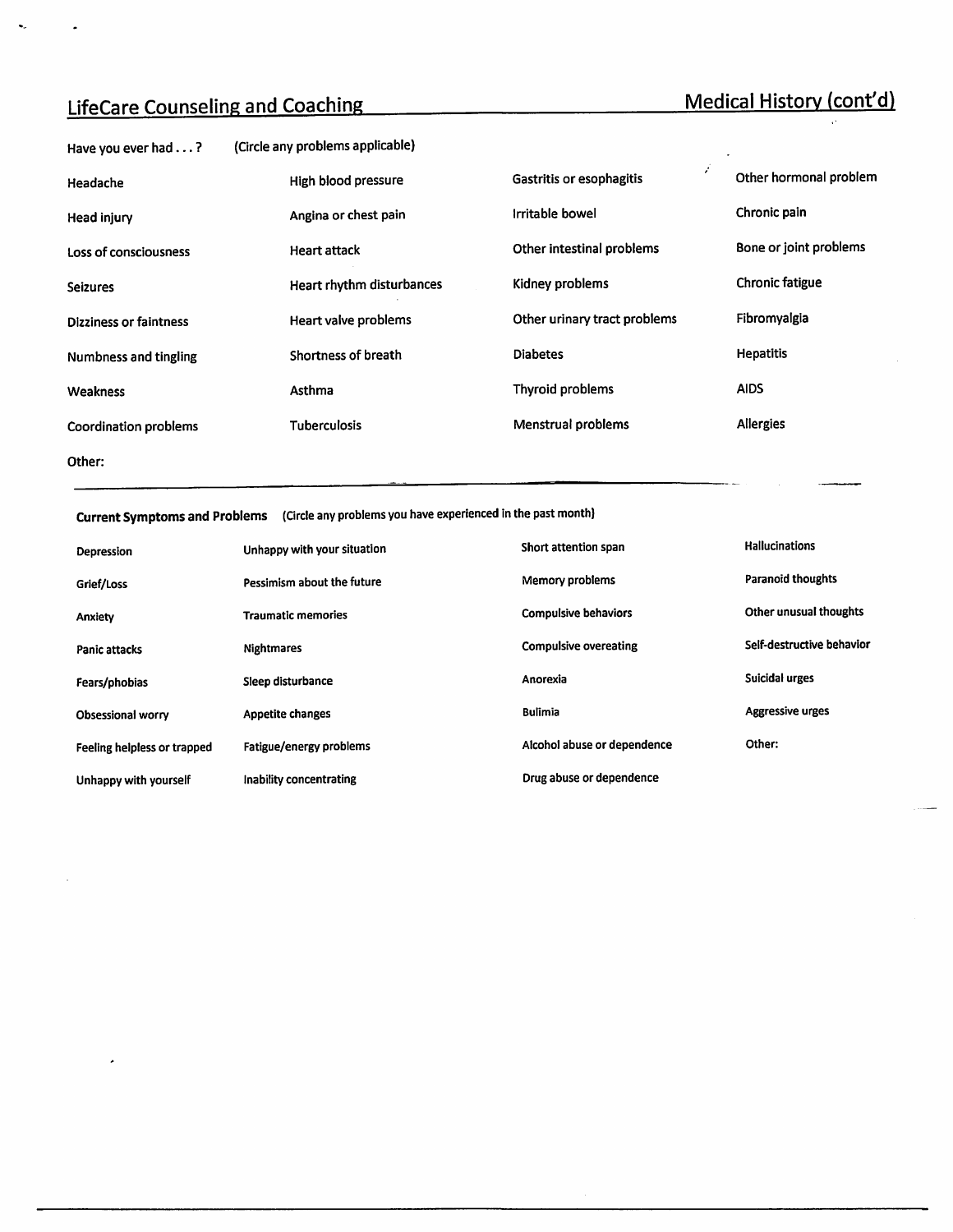## LifeCare Counseling and Coaching — Medical History (cont'd)

**Have you ever had . . . ?** (Circle any problems applicable)

| | | | |
|---|---|---|---|
| Headache | High blood pressure | Gastritis or esophagitis | Other hormonal problem |
| Head injury | Angina or chest pain | Irritable bowel | Chronic pain |
| Loss of consciousness | Heart attack | Other intestinal problems | Bone or joint problems |
| Seizures | Heart rhythm disturbances | Kidney problems | Chronic fatigue |
| Dizziness or faintness | Heart valve problems | Other urinary tract problems | Fibromyalgia |
| Numbness and tingling | Shortness of breath | Diabetes | Hepatitis |
| Weakness | Asthma | Thyroid problems | AIDS |
| Coordination problems | Tuberculosis | Menstrual problems | Allergies |

Other:

---

**Current Symptoms and Problems** (Circle any problems you have experienced in the past month)

| | | | |
|---|---|---|---|
| Depression | Unhappy with your situation | Short attention span | Hallucinations |
| Grief/Loss | Pessimism about the future | Memory problems | Paranoid thoughts |
| Anxiety | Traumatic memories | Compulsive behaviors | Other unusual thoughts |
| Panic attacks | Nightmares | Compulsive overeating | Self-destructive behavior |
| Fears/phobias | Sleep disturbance | Anorexia | Suicidal urges |
| Obsessional worry | Appetite changes | Bulimia | Aggressive urges |
| Feeling helpless or trapped | Fatigue/energy problems | Alcohol abuse or dependence | Other: |
| Unhappy with yourself | Inability concentrating | Drug abuse or dependence | |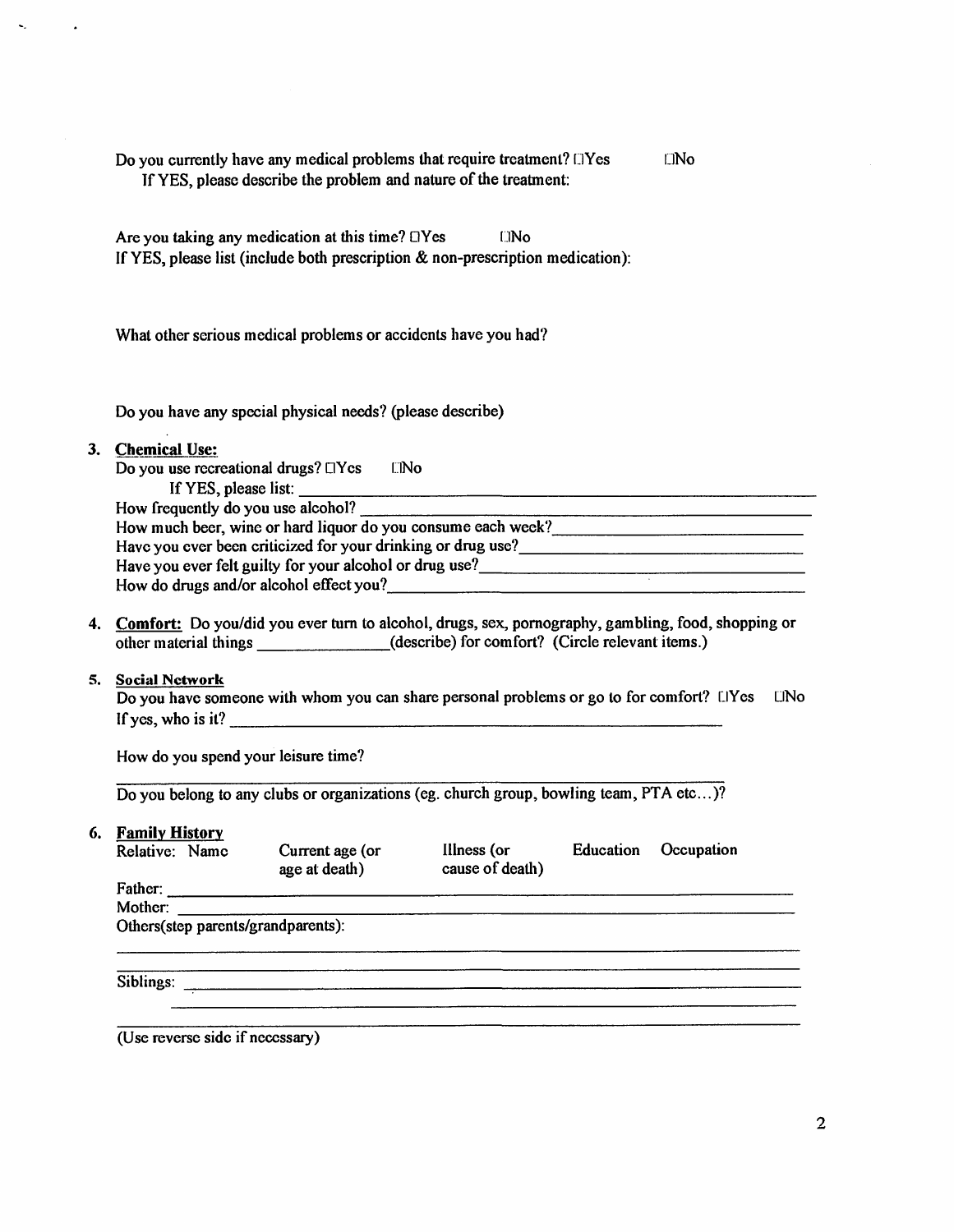Do you currently have any medical problems that require treatment? ☐Yes ☐No

If YES, please describe the problem and nature of the treatment:

Are you taking any medication at this time? ☐Yes ☐No

If YES, please list (include both prescription & non-prescription medication):

What other serious medical problems or accidents have you had?

Do you have any special physical needs? (please describe)

3. **Chemical Use:**

   Do you use recreational drugs? ☐Yes ☐No

   If YES, please list: ______________________________

   How frequently do you use alcohol? ______________________________

   How much beer, wine or hard liquor do you consume each week?______________________________

   Have you ever been criticized for your drinking or drug use?______________________________

   Have you ever felt guilty for your alcohol or drug use?______________________________

   How do drugs and/or alcohol effect you?______________________________

4. **Comfort:** Do you/did you ever turn to alcohol, drugs, sex, pornography, gambling, food, shopping or other material things _______________(describe) for comfort? (Circle relevant items.)

5. **Social Network**

   Do you have someone with whom you can share personal problems or go to for comfort? ☐Yes ☐No

   If yes, who is it? ______________________________

   How do you spend your leisure time?

   ______________________________

   Do you belong to any clubs or organizations (eg. church group, bowling team, PTA etc…)?

6. **Family History**

| Relative: Name | Current age (or age at death) | Illness (or cause of death) | Education | Occupation |
|---|---|---|---|---|
| Father: | | | | |
| Mother: | | | | |
| Others(step parents/grandparents): | | | | |
| | | | | |
| Siblings: | | | | |
| | | | | |
| | | | | |

(Use reverse side if necessary)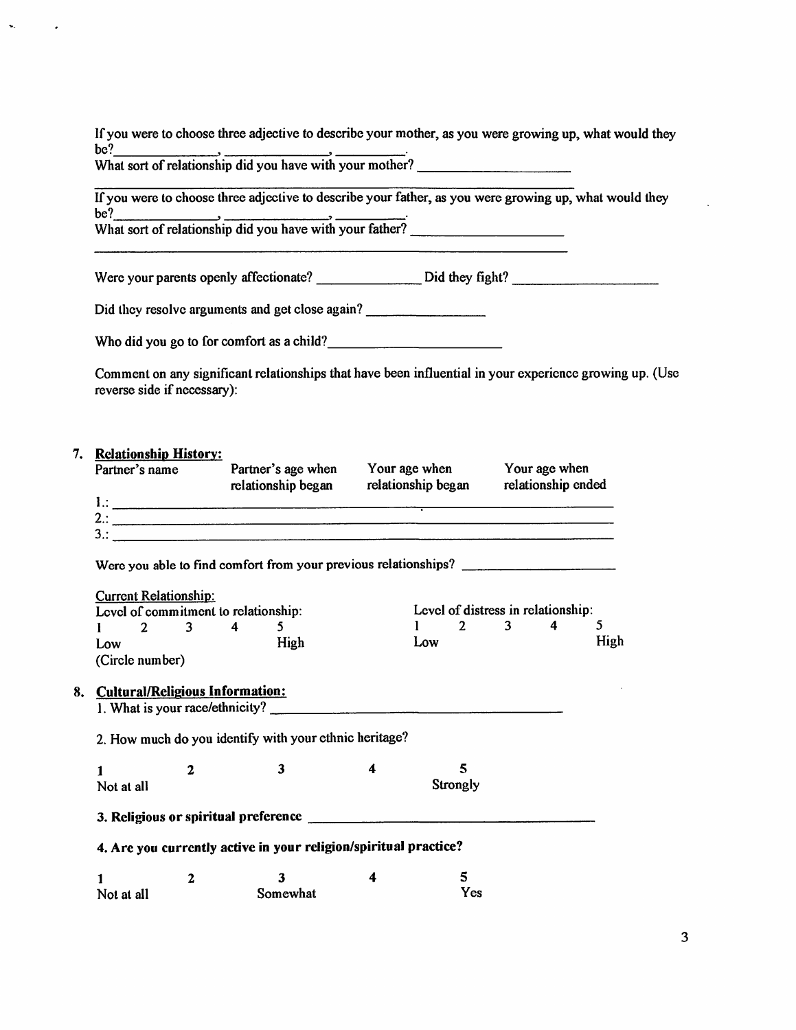If you were to choose three adjective to describe your mother, as you were growing up, what would they be?\_\_\_\_\_\_\_\_\_\_, \_\_\_\_\_\_\_\_\_\_, \_\_\_\_\_\_\_\_.

What sort of relationship did you have with your mother? \_\_\_\_\_\_\_\_\_\_\_\_\_\_\_\_\_\_\_\_

If you were to choose three adjective to describe your father, as you were growing up, what would they be?\_\_\_\_\_\_\_\_\_\_, \_\_\_\_\_\_\_\_\_\_, \_\_\_\_\_\_\_\_.

What sort of relationship did you have with your father? \_\_\_\_\_\_\_\_\_\_\_\_\_\_\_\_\_\_\_\_

Were your parents openly affectionate? \_\_\_\_\_\_\_\_\_\_\_\_ Did they fight? \_\_\_\_\_\_\_\_\_\_\_\_\_\_\_\_

Did they resolve arguments and get close again? \_\_\_\_\_\_\_\_\_\_\_\_\_\_

Who did you go to for comfort as a child?\_\_\_\_\_\_\_\_\_\_\_\_\_\_\_\_\_\_\_\_

Comment on any significant relationships that have been influential in your experience growing up. (Use reverse side if necessary):

7. **Relationship History:**

| Partner's name | Partner's age when relationship began | Your age when relationship began | Your age when relationship ended |
|---|---|---|---|
| 1.: | | | |
| 2.: | | | |
| 3.: | | | |

Were you able to find comfort from your previous relationships? \_\_\_\_\_\_\_\_\_\_\_\_\_\_\_\_\_\_\_\_

Current Relationship:

Level of commitment to relationship:

1 2 3 4 5
Low High
(Circle number)

Level of distress in relationship:

1 2 3 4 5
Low High

8. **Cultural/Religious Information:**

1. What is your race/ethnicity? \_\_\_\_\_\_\_\_\_\_\_\_\_\_\_\_\_\_\_\_\_\_\_\_\_\_\_\_\_\_

2. How much do you identify with your ethnic heritage?

1 2 3 4 5
Not at all Strongly

**3. Religious or spiritual preference** \_\_\_\_\_\_\_\_\_\_\_\_\_\_\_\_\_\_\_\_\_\_\_\_\_\_\_\_\_\_

**4. Are you currently active in your religion/spiritual practice?**

1 2 3 4 5
Not at all Somewhat Yes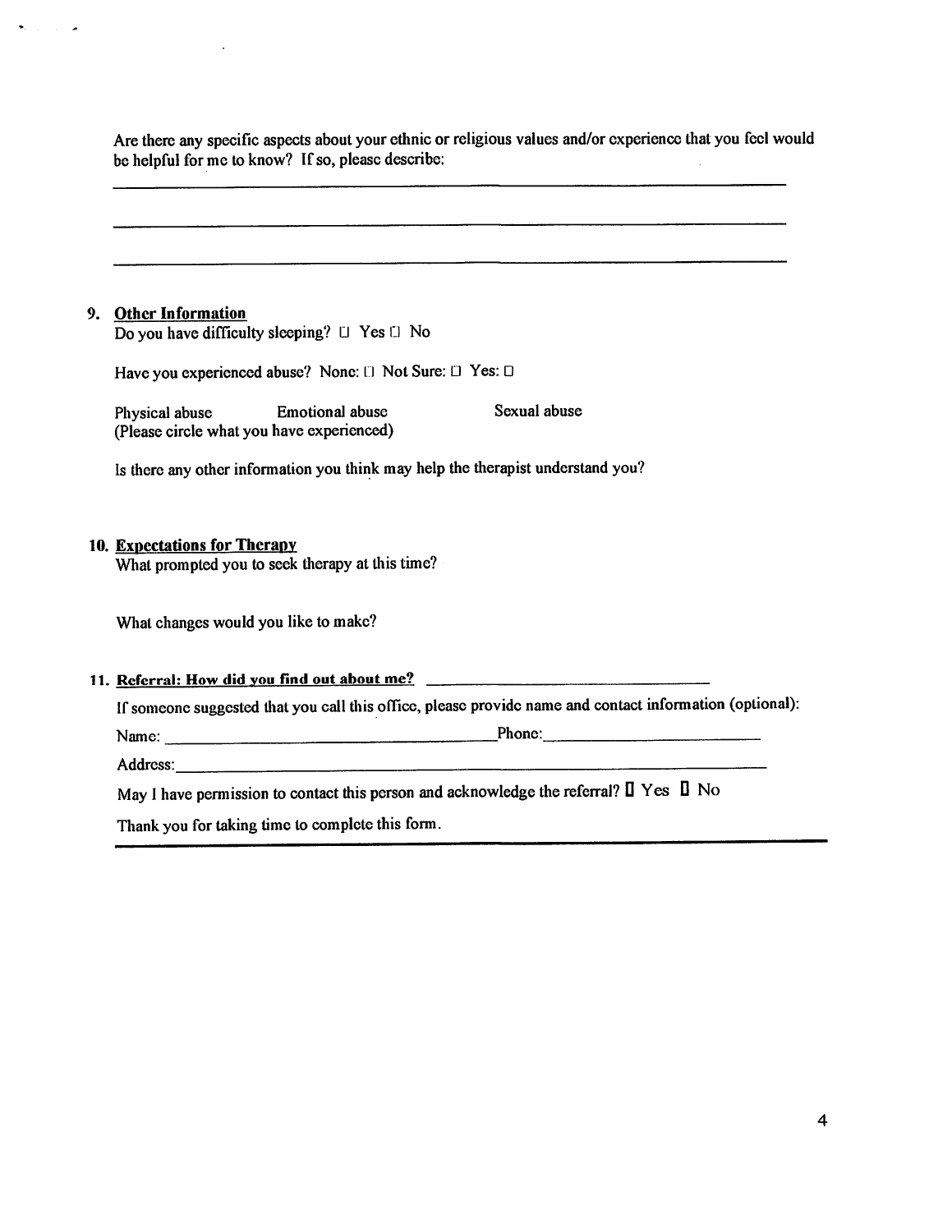Are there any specific aspects about your ethnic or religious values and/or experience that you feel would be helpful for me to know? If so, please describe:

\_\_\_\_\_\_\_\_\_\_\_\_\_\_\_\_\_\_\_\_\_\_\_\_\_\_\_\_\_\_\_\_\_\_\_\_\_\_\_\_\_\_\_\_\_\_\_\_\_\_\_\_\_\_\_\_\_\_\_\_\_\_\_\_

\_\_\_\_\_\_\_\_\_\_\_\_\_\_\_\_\_\_\_\_\_\_\_\_\_\_\_\_\_\_\_\_\_\_\_\_\_\_\_\_\_\_\_\_\_\_\_\_\_\_\_\_\_\_\_\_\_\_\_\_\_\_\_\_

\_\_\_\_\_\_\_\_\_\_\_\_\_\_\_\_\_\_\_\_\_\_\_\_\_\_\_\_\_\_\_\_\_\_\_\_\_\_\_\_\_\_\_\_\_\_\_\_\_\_\_\_\_\_\_\_\_\_\_\_\_\_\_\_

9. **Other Information**

Do you have difficulty sleeping? ☐ Yes ☐ No

Have you experienced abuse? None: ☐ Not Sure: ☐ Yes: ☐

Physical abuse Emotional abuse Sexual abuse
(Please circle what you have experienced)

Is there any other information you think may help the therapist understand you?

10. **Expectations for Therapy**

What prompted you to seek therapy at this time?

What changes would you like to make?

11. **Referral: How did you find out about me?** \_\_\_\_\_\_\_\_\_\_\_\_\_\_\_\_\_\_\_\_\_\_\_\_\_\_\_\_\_\_

If someone suggested that you call this office, please provide name and contact information (optional):

Name: \_\_\_\_\_\_\_\_\_\_\_\_\_\_\_\_\_\_\_\_\_\_\_\_\_\_\_\_\_\_\_\_ Phone: \_\_\_\_\_\_\_\_\_\_\_\_\_\_\_\_\_\_\_\_\_\_

Address: \_\_\_\_\_\_\_\_\_\_\_\_\_\_\_\_\_\_\_\_\_\_\_\_\_\_\_\_\_\_\_\_\_\_\_\_\_\_\_\_\_\_\_\_\_\_\_\_\_\_\_\_\_\_\_\_\_\_

May I have permission to contact this person and acknowledge the referral? ☐ Yes ☐ No

Thank you for taking time to complete this form.